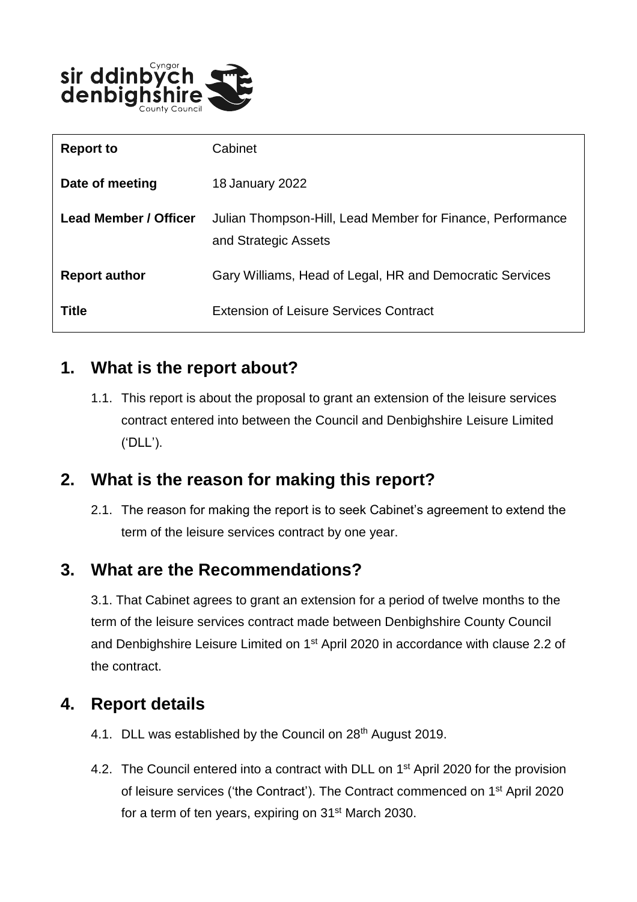| | |
|---|---|
| **Report to** | Cabinet |
| **Date of meeting** | 18 January 2022 |
| **Lead Member / Officer** | Julian Thompson-Hill, Lead Member for Finance, Performance and Strategic Assets |
| **Report author** | Gary Williams, Head of Legal, HR and Democratic Services |
| **Title** | Extension of Leisure Services Contract |

## 1. What is the report about?

1.1. This report is about the proposal to grant an extension of the leisure services contract entered into between the Council and Denbighshire Leisure Limited ('DLL').

## 2. What is the reason for making this report?

2.1. The reason for making the report is to seek Cabinet's agreement to extend the term of the leisure services contract by one year.

## 3. What are the Recommendations?

3.1. That Cabinet agrees to grant an extension for a period of twelve months to the term of the leisure services contract made between Denbighshire County Council and Denbighshire Leisure Limited on 1st April 2020 in accordance with clause 2.2 of the contract.

## 4. Report details

4.1. DLL was established by the Council on 28th August 2019.

4.2. The Council entered into a contract with DLL on 1st April 2020 for the provision of leisure services ('the Contract'). The Contract commenced on 1st April 2020 for a term of ten years, expiring on 31st March 2030.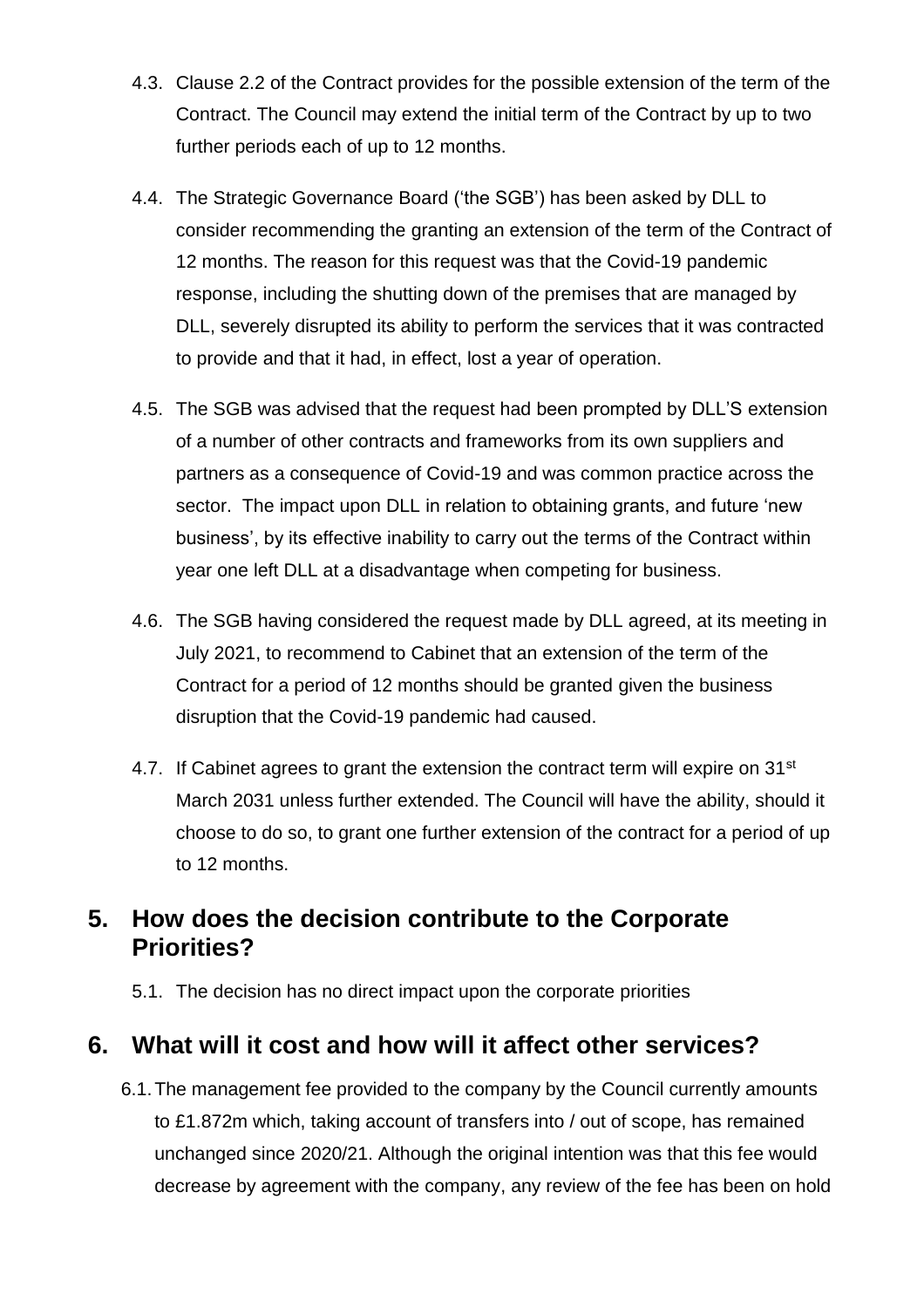4.3. Clause 2.2 of the Contract provides for the possible extension of the term of the Contract. The Council may extend the initial term of the Contract by up to two further periods each of up to 12 months.

4.4. The Strategic Governance Board ('the SGB') has been asked by DLL to consider recommending the granting an extension of the term of the Contract of 12 months. The reason for this request was that the Covid-19 pandemic response, including the shutting down of the premises that are managed by DLL, severely disrupted its ability to perform the services that it was contracted to provide and that it had, in effect, lost a year of operation.

4.5. The SGB was advised that the request had been prompted by DLL'S extension of a number of other contracts and frameworks from its own suppliers and partners as a consequence of Covid-19 and was common practice across the sector. The impact upon DLL in relation to obtaining grants, and future 'new business', by its effective inability to carry out the terms of the Contract within year one left DLL at a disadvantage when competing for business.

4.6. The SGB having considered the request made by DLL agreed, at its meeting in July 2021, to recommend to Cabinet that an extension of the term of the Contract for a period of 12 months should be granted given the business disruption that the Covid-19 pandemic had caused.

4.7. If Cabinet agrees to grant the extension the contract term will expire on 31st March 2031 unless further extended. The Council will have the ability, should it choose to do so, to grant one further extension of the contract for a period of up to 12 months.

## 5. How does the decision contribute to the Corporate Priorities?

5.1. The decision has no direct impact upon the corporate priorities

## 6. What will it cost and how will it affect other services?

6.1. The management fee provided to the company by the Council currently amounts to £1.872m which, taking account of transfers into / out of scope, has remained unchanged since 2020/21. Although the original intention was that this fee would decrease by agreement with the company, any review of the fee has been on hold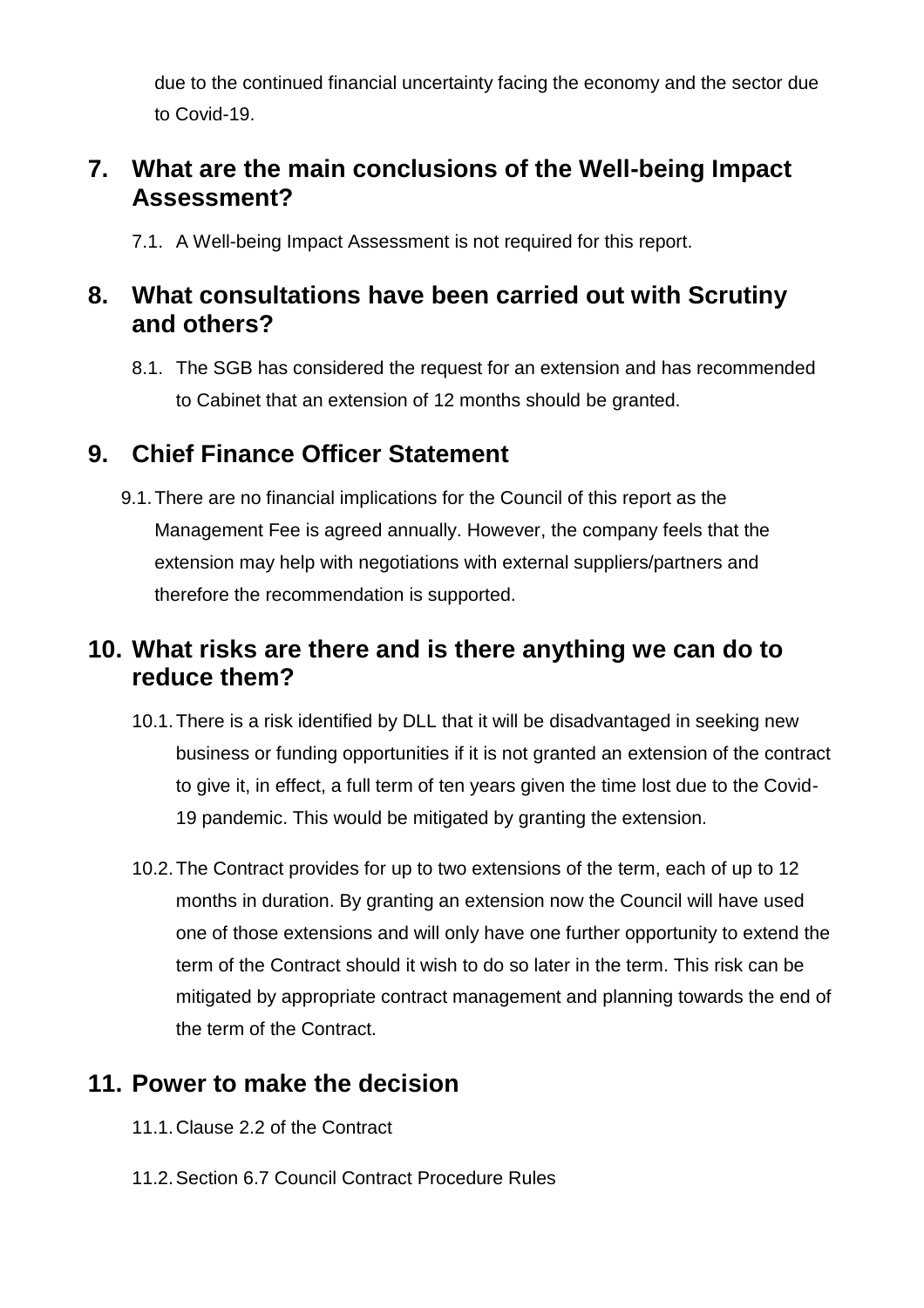due to the continued financial uncertainty facing the economy and the sector due to Covid-19.

## 7. What are the main conclusions of the Well-being Impact Assessment?

7.1. A Well-being Impact Assessment is not required for this report.

## 8. What consultations have been carried out with Scrutiny and others?

8.1. The SGB has considered the request for an extension and has recommended to Cabinet that an extension of 12 months should be granted.

## 9. Chief Finance Officer Statement

9.1. There are no financial implications for the Council of this report as the Management Fee is agreed annually. However, the company feels that the extension may help with negotiations with external suppliers/partners and therefore the recommendation is supported.

## 10. What risks are there and is there anything we can do to reduce them?

10.1. There is a risk identified by DLL that it will be disadvantaged in seeking new business or funding opportunities if it is not granted an extension of the contract to give it, in effect, a full term of ten years given the time lost due to the Covid-19 pandemic. This would be mitigated by granting the extension.

10.2. The Contract provides for up to two extensions of the term, each of up to 12 months in duration. By granting an extension now the Council will have used one of those extensions and will only have one further opportunity to extend the term of the Contract should it wish to do so later in the term. This risk can be mitigated by appropriate contract management and planning towards the end of the term of the Contract.

## 11. Power to make the decision

11.1. Clause 2.2 of the Contract

11.2. Section 6.7 Council Contract Procedure Rules